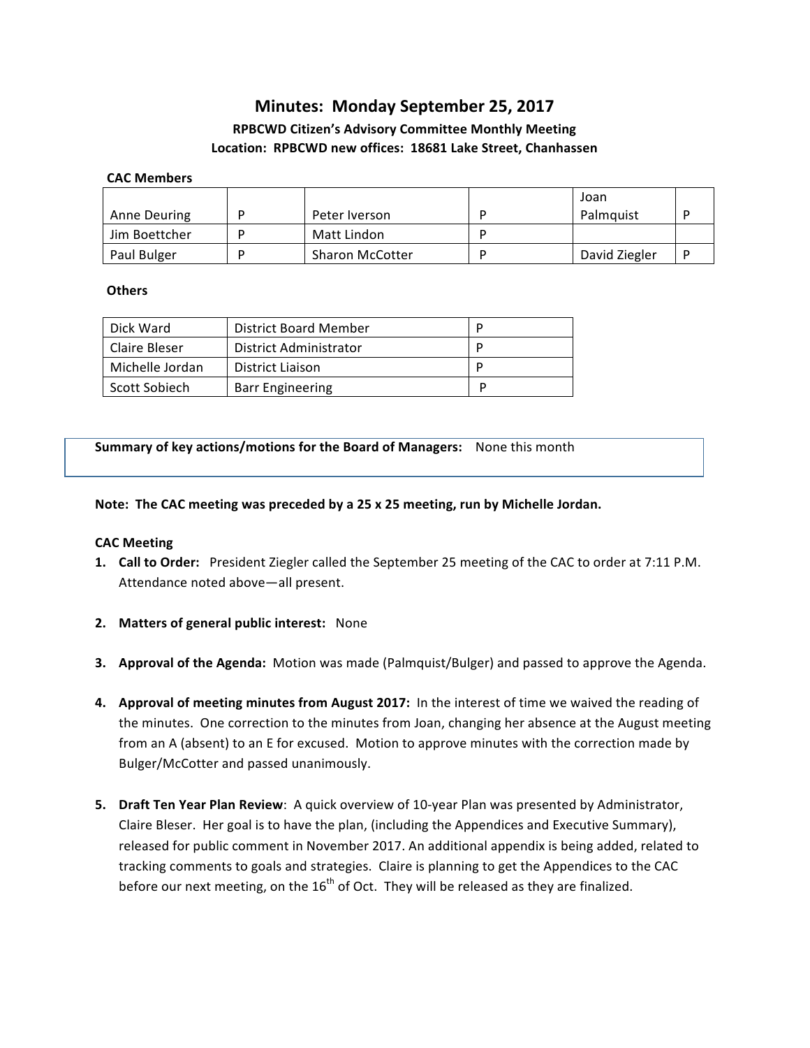# Minutes: Monday September 25, 2017

### RPBCWD Citizen's Advisory Committee Monthly Meeting
### Location: RPBCWD new offices: 18681 Lake Street, Chanhassen

**CAC Members**

| | | | | | |
|---|---|---|---|---|---|
| Anne Deuring | P | Peter Iverson | P | Joan Palmquist | P |
| Jim Boettcher | P | Matt Lindon | P | | |
| Paul Bulger | P | Sharon McCotter | P | David Ziegler | P |

**Others**

| | | |
|---|---|---|
| Dick Ward | District Board Member | P |
| Claire Bleser | District Administrator | P |
| Michelle Jordan | District Liaison | P |
| Scott Sobiech | Barr Engineering | P |

**Summary of key actions/motions for the Board of Managers:** None this month

**Note: The CAC meeting was preceded by a 25 x 25 meeting, run by Michelle Jordan.**

**CAC Meeting**

1. **Call to Order:** President Ziegler called the September 25 meeting of the CAC to order at 7:11 P.M. Attendance noted above—all present.

2. **Matters of general public interest:** None

3. **Approval of the Agenda:** Motion was made (Palmquist/Bulger) and passed to approve the Agenda.

4. **Approval of meeting minutes from August 2017:** In the interest of time we waived the reading of the minutes. One correction to the minutes from Joan, changing her absence at the August meeting from an A (absent) to an E for excused. Motion to approve minutes with the correction made by Bulger/McCotter and passed unanimously.

5. **Draft Ten Year Plan Review**: A quick overview of 10-year Plan was presented by Administrator, Claire Bleser. Her goal is to have the plan, (including the Appendices and Executive Summary), released for public comment in November 2017. An additional appendix is being added, related to tracking comments to goals and strategies. Claire is planning to get the Appendices to the CAC before our next meeting, on the 16th of Oct. They will be released as they are finalized.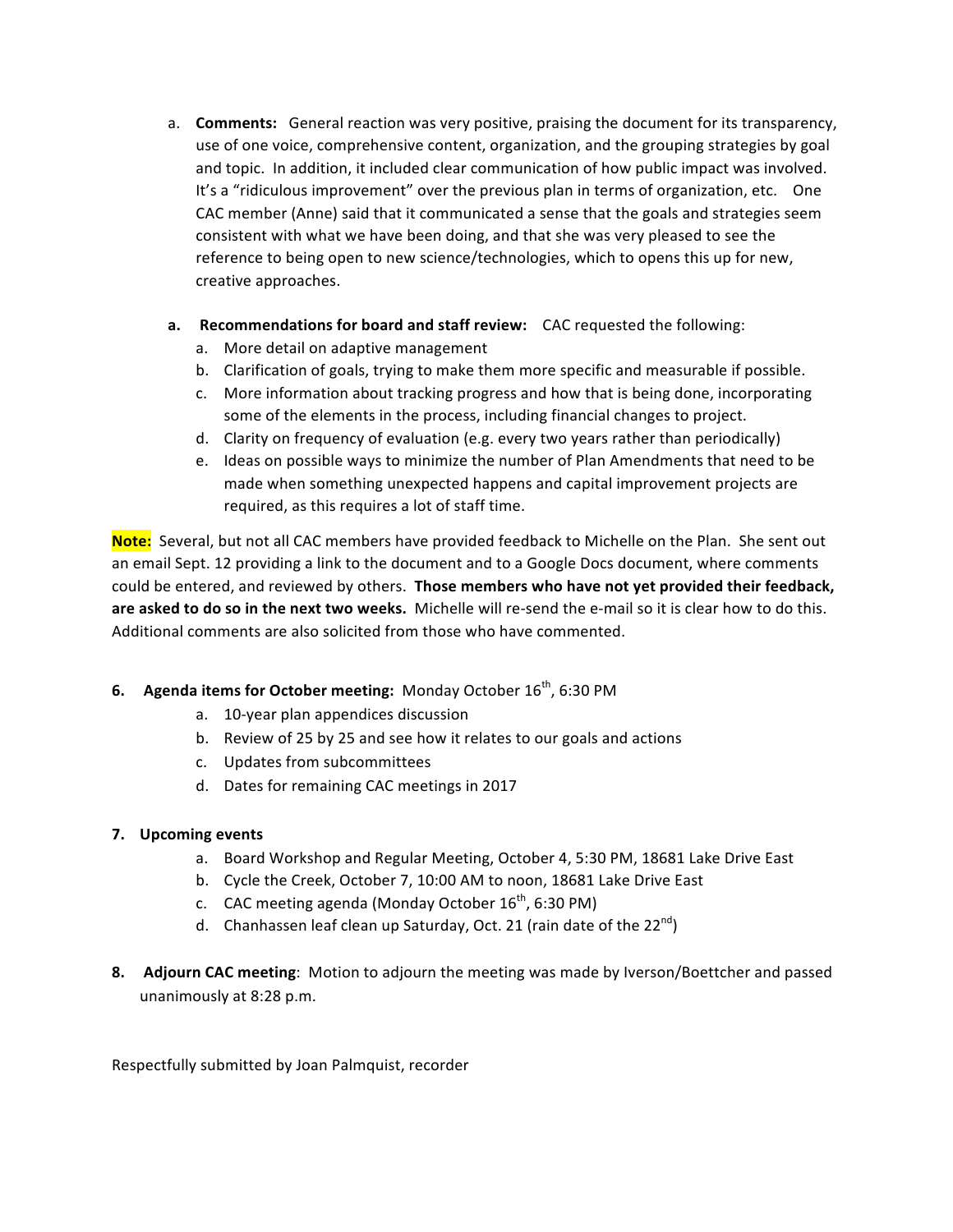a. **Comments:** General reaction was very positive, praising the document for its transparency, use of one voice, comprehensive content, organization, and the grouping strategies by goal and topic. In addition, it included clear communication of how public impact was involved. It's a "ridiculous improvement" over the previous plan in terms of organization, etc. One CAC member (Anne) said that it communicated a sense that the goals and strategies seem consistent with what we have been doing, and that she was very pleased to see the reference to being open to new science/technologies, which to opens this up for new, creative approaches.

a. **Recommendations for board and staff review:** CAC requested the following:
   a. More detail on adaptive management
   b. Clarification of goals, trying to make them more specific and measurable if possible.
   c. More information about tracking progress and how that is being done, incorporating some of the elements in the process, including financial changes to project.
   d. Clarity on frequency of evaluation (e.g. every two years rather than periodically)
   e. Ideas on possible ways to minimize the number of Plan Amendments that need to be made when something unexpected happens and capital improvement projects are required, as this requires a lot of staff time.

**Note:** Several, but not all CAC members have provided feedback to Michelle on the Plan. She sent out an email Sept. 12 providing a link to the document and to a Google Docs document, where comments could be entered, and reviewed by others. **Those members who have not yet provided their feedback, are asked to do so in the next two weeks.** Michelle will re-send the e-mail so it is clear how to do this. Additional comments are also solicited from those who have commented.

6. **Agenda items for October meeting:** Monday October 16th, 6:30 PM
   a. 10-year plan appendices discussion
   b. Review of 25 by 25 and see how it relates to our goals and actions
   c. Updates from subcommittees
   d. Dates for remaining CAC meetings in 2017

7. **Upcoming events**
   a. Board Workshop and Regular Meeting, October 4, 5:30 PM, 18681 Lake Drive East
   b. Cycle the Creek, October 7, 10:00 AM to noon, 18681 Lake Drive East
   c. CAC meeting agenda (Monday October 16th, 6:30 PM)
   d. Chanhassen leaf clean up Saturday, Oct. 21 (rain date of the 22nd)

8. **Adjourn CAC meeting**: Motion to adjourn the meeting was made by Iverson/Boettcher and passed unanimously at 8:28 p.m.

Respectfully submitted by Joan Palmquist, recorder